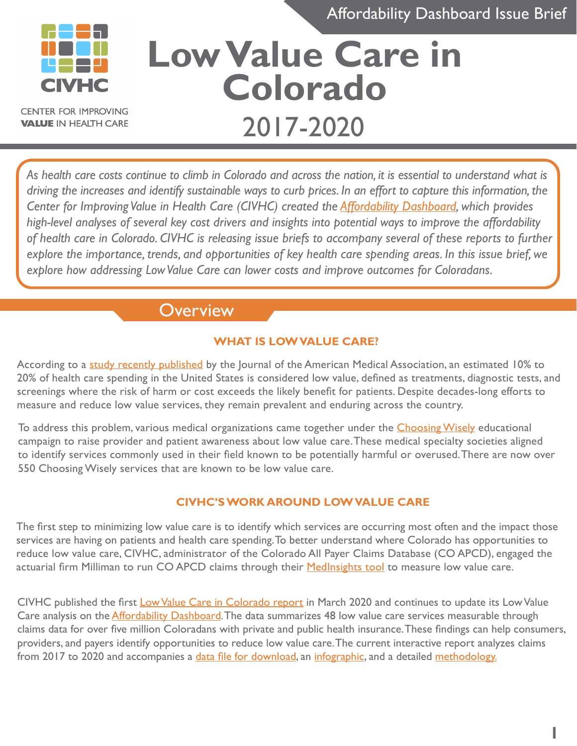Affordability Dashboard Issue Brief

CIVHC

CENTER FOR IMPROVING **VALUE** IN HEALTH CARE

# Low Value Care in Colorado

## 2017-2020

*As health care costs continue to climb in Colorado and across the nation, it is essential to understand what is driving the increases and identify sustainable ways to curb prices. In an effort to capture this information, the Center for Improving Value in Health Care (CIVHC) created the Affordability Dashboard, which provides high-level analyses of several key cost drivers and insights into potential ways to improve the affordability of health care in Colorado. CIVHC is releasing issue briefs to accompany several of these reports to further explore the importance, trends, and opportunities of key health care spending areas. In this issue brief, we explore how addressing Low Value Care can lower costs and improve outcomes for Coloradans.*

## Overview

### WHAT IS LOW VALUE CARE?

According to a study recently published by the Journal of the American Medical Association, an estimated 10% to 20% of health care spending in the United States is considered low value, defined as treatments, diagnostic tests, and screenings where the risk of harm or cost exceeds the likely benefit for patients. Despite decades-long efforts to measure and reduce low value services, they remain prevalent and enduring across the country.

To address this problem, various medical organizations came together under the Choosing Wisely educational campaign to raise provider and patient awareness about low value care. These medical specialty societies aligned to identify services commonly used in their field known to be potentially harmful or overused. There are now over 550 Choosing Wisely services that are known to be low value care.

### CIVHC'S WORK AROUND LOW VALUE CARE

The first step to minimizing low value care is to identify which services are occurring most often and the impact those services are having on patients and health care spending. To better understand where Colorado has opportunities to reduce low value care, CIVHC, administrator of the Colorado All Payer Claims Database (CO APCD), engaged the actuarial firm Milliman to run CO APCD claims through their MedInsights tool to measure low value care.

CIVHC published the first Low Value Care in Colorado report in March 2020 and continues to update its Low Value Care analysis on the Affordability Dashboard. The data summarizes 48 low value care services measurable through claims data for over five million Coloradans with private and public health insurance. These findings can help consumers, providers, and payers identify opportunities to reduce low value care. The current interactive report analyzes claims from 2017 to 2020 and accompanies a data file for download, an infographic, and a detailed methodology.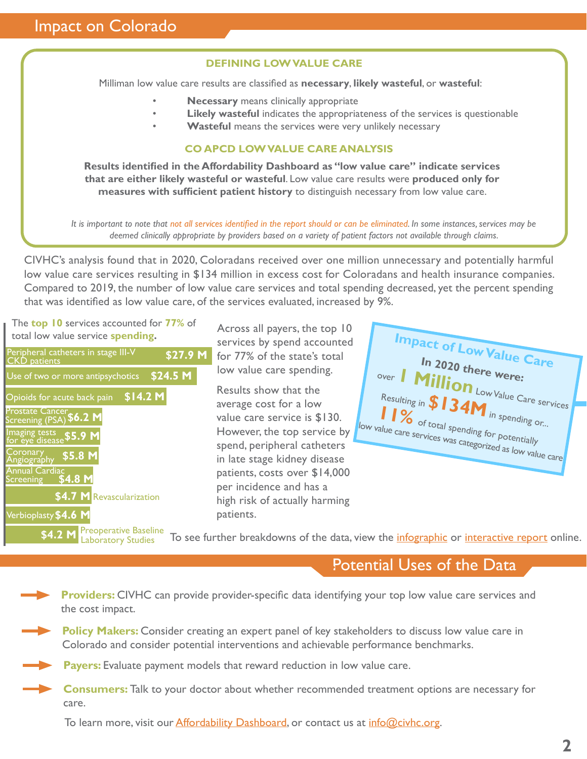## Impact on Colorado

### DEFINING LOW VALUE CARE

Milliman low value care results are classified as **necessary**, **likely wasteful**, or **wasteful**:

- **Necessary** means clinically appropriate
- **Likely wasteful** indicates the appropriateness of the services is questionable
- **Wasteful** means the services were very unlikely necessary

### CO APCD LOW VALUE CARE ANALYSIS

**Results identified in the Affordability Dashboard as "low value care" indicate services that are either likely wasteful or wasteful**. Low value care results were **produced only for measures with sufficient patient history** to distinguish necessary from low value care.

*It is important to note that not all services identified in the report should or can be eliminated. In some instances, services may be deemed clinically appropriate by providers based on a variety of patient factors not available through claims.*

CIVHC's analysis found that in 2020, Coloradans received over one million unnecessary and potentially harmful low value care services resulting in $134 million in excess cost for Coloradans and health insurance companies. Compared to 2019, the number of low value care services and total spending decreased, yet the percent spending that was identified as low value care, of the services evaluated, increased by 9%.

The **top 10** services accounted for **77%** of total low value service **spending.**

Peripheral catheters in stage III-V CKD patients $27.9 M
Use of two or more antipsychotics $24.5 M
Opioids for acute back pain $14.2 M
Prostate Cancer Screening (PSA) $6.2 M
Imaging tests for eye disease $5.9 M
Coronary Angiography $5.8 M
Annual Cardiac Screening $4.8 M
$4.7 M Revascularization
Verbioplasty $4.6 M
$4.2 M Preoperative Baseline Laboratory Studies

Across all payers, the top 10 services by spend accounted for 77% of the state's total low value care spending.

Results show that the average cost for a low value care service is $130. However, the top service by spend, peripheral catheters in late stage kidney disease patients, costs over $14,000 per incidence and has a high risk of actually harming patients.

**Impact of Low Value Care**

**In 2020 there were:**

over **1 Million** Low Value Care services

Resulting in **$134M** in spending or...

**11%** of total spending for potentially low value care services was categorized as low value care

To see further breakdowns of the data, view the infographic or interactive report online.

## Potential Uses of the Data

- **Providers:** CIVHC can provide provider-specific data identifying your top low value care services and the cost impact.
- **Policy Makers:** Consider creating an expert panel of key stakeholders to discuss low value care in Colorado and consider potential interventions and achievable performance benchmarks.
- **Payers:** Evaluate payment models that reward reduction in low value care.
- **Consumers:** Talk to your doctor about whether recommended treatment options are necessary for care.

To learn more, visit our Affordability Dashboard, or contact us at info@civhc.org.